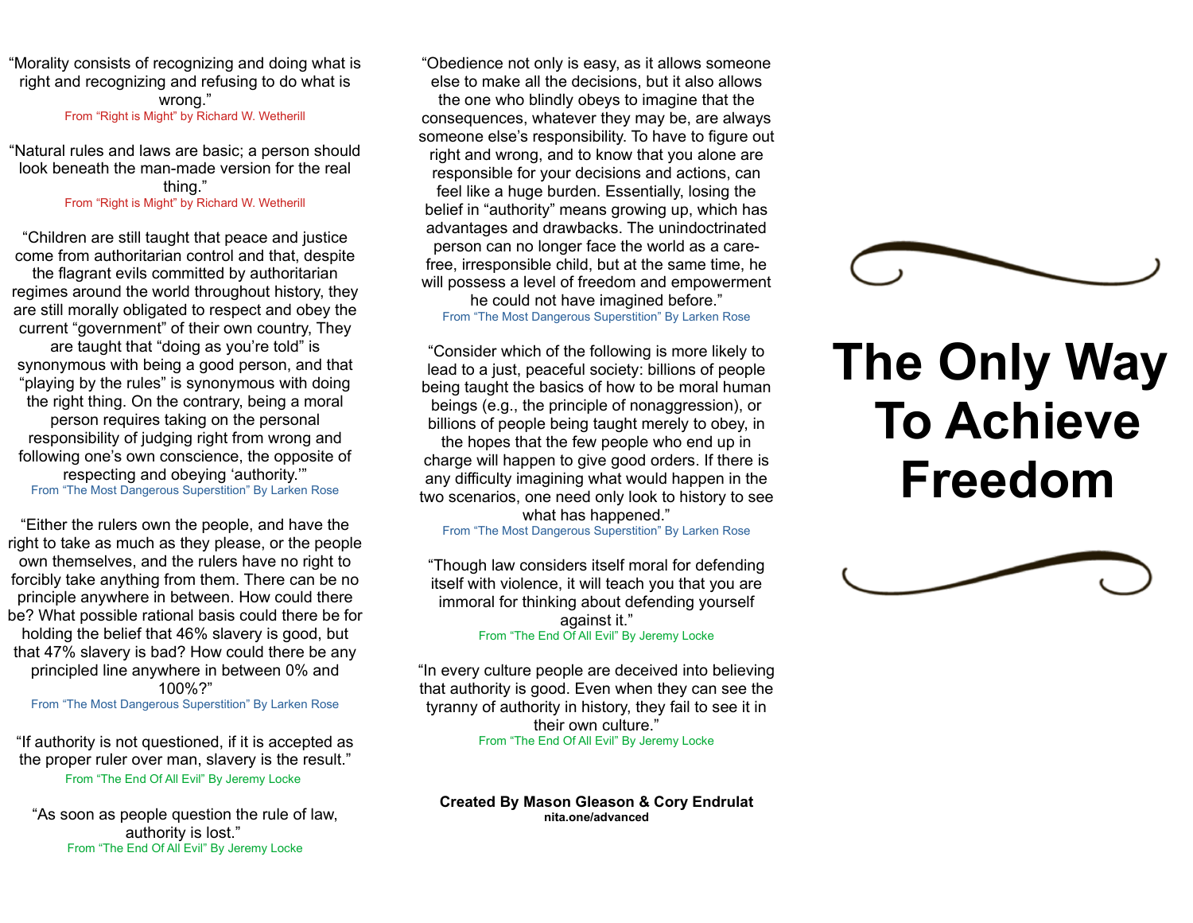# The Only Way To Achieve Freedom

"Morality consists of recognizing and doing what is right and recognizing and refusing to do what is wrong."
From "Right is Might" by Richard W. Wetherill

"Natural rules and laws are basic; a person should look beneath the man-made version for the real thing."
From "Right is Might" by Richard W. Wetherill

"Children are still taught that peace and justice come from authoritarian control and that, despite the flagrant evils committed by authoritarian regimes around the world throughout history, they are still morally obligated to respect and obey the current "government" of their own country, They are taught that "doing as you're told" is synonymous with being a good person, and that "playing by the rules" is synonymous with doing the right thing. On the contrary, being a moral person requires taking on the personal responsibility of judging right from wrong and following one's own conscience, the opposite of respecting and obeying 'authority.'"
From "The Most Dangerous Superstition" By Larken Rose

"Either the rulers own the people, and have the right to take as much as they please, or the people own themselves, and the rulers have no right to forcibly take anything from them. There can be no principle anywhere in between. How could there be? What possible rational basis could there be for holding the belief that 46% slavery is good, but that 47% slavery is bad? How could there be any principled line anywhere in between 0% and 100%?"
From "The Most Dangerous Superstition" By Larken Rose

"If authority is not questioned, if it is accepted as the proper ruler over man, slavery is the result."
From "The End Of All Evil" By Jeremy Locke

"As soon as people question the rule of law, authority is lost."
From "The End Of All Evil" By Jeremy Locke

"Obedience not only is easy, as it allows someone else to make all the decisions, but it also allows the one who blindly obeys to imagine that the consequences, whatever they may be, are always someone else's responsibility. To have to figure out right and wrong, and to know that you alone are responsible for your decisions and actions, can feel like a huge burden. Essentially, losing the belief in "authority" means growing up, which has advantages and drawbacks. The unindoctrinated person can no longer face the world as a care-free, irresponsible child, but at the same time, he will possess a level of freedom and empowerment he could not have imagined before."
From "The Most Dangerous Superstition" By Larken Rose

"Consider which of the following is more likely to lead to a just, peaceful society: billions of people being taught the basics of how to be moral human beings (e.g., the principle of nonaggression), or billions of people being taught merely to obey, in the hopes that the few people who end up in charge will happen to give good orders. If there is any difficulty imagining what would happen in the two scenarios, one need only look to history to see what has happened."
From "The Most Dangerous Superstition" By Larken Rose

"Though law considers itself moral for defending itself with violence, it will teach you that you are immoral for thinking about defending yourself against it."
From "The End Of All Evil" By Jeremy Locke

"In every culture people are deceived into believing that authority is good. Even when they can see the tyranny of authority in history, they fail to see it in their own culture."
From "The End Of All Evil" By Jeremy Locke

**Created By Mason Gleason & Cory Endrulat**
**nita.one/advanced**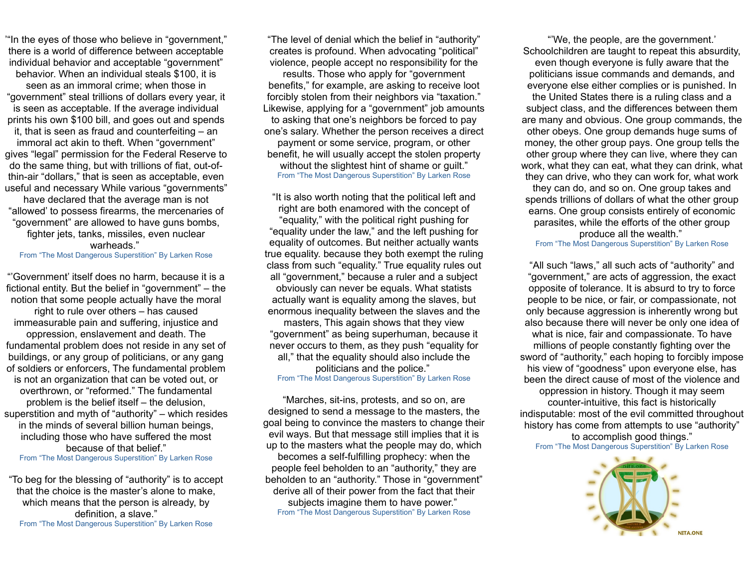'"In the eyes of those who believe in "government," there is a world of difference between acceptable individual behavior and acceptable "government" behavior. When an individual steals $100, it is seen as an immoral crime; when those in "government" steal trillions of dollars every year, it is seen as acceptable. If the average individual prints his own $100 bill, and goes out and spends it, that is seen as fraud and counterfeiting – an immoral act akin to theft. When "government" gives "legal" permission for the Federal Reserve to do the same thing, but with trillions of fiat, out-of-thin-air "dollars," that is seen as acceptable, even useful and necessary While various "governments" have declared that the average man is not "allowed' to possess firearms, the mercenaries of "government" are allowed to have guns bombs, fighter jets, tanks, missiles, even nuclear warheads."

From "The Most Dangerous Superstition" By Larken Rose

"'Government' itself does no harm, because it is a fictional entity. But the belief in "government" – the notion that some people actually have the moral right to rule over others – has caused immeasurable pain and suffering, injustice and oppression, enslavement and death. The fundamental problem does not reside in any set of buildings, or any group of politicians, or any gang of soldiers or enforcers, The fundamental problem is not an organization that can be voted out, or overthrown, or "reformed." The fundamental problem is the belief itself – the delusion, superstition and myth of "authority" – which resides in the minds of several billion human beings, including those who have suffered the most because of that belief."

From "The Most Dangerous Superstition" By Larken Rose

"To beg for the blessing of "authority" is to accept that the choice is the master's alone to make, which means that the person is already, by definition, a slave."

From "The Most Dangerous Superstition" By Larken Rose

"The level of denial which the belief in "authority" creates is profound. When advocating "political" violence, people accept no responsibility for the results. Those who apply for "government benefits," for example, are asking to receive loot forcibly stolen from their neighbors via "taxation." Likewise, applying for a "government" job amounts to asking that one's neighbors be forced to pay one's salary. Whether the person receives a direct payment or some service, program, or other benefit, he will usually accept the stolen property without the slightest hint of shame or guilt."

From "The Most Dangerous Superstition" By Larken Rose

"It is also worth noting that the political left and right are both enamored with the concept of "equality," with the political right pushing for "equality under the law," and the left pushing for equality of outcomes. But neither actually wants true equality. because they both exempt the ruling class from such "equality." True equality rules out all "government," because a ruler and a subject obviously can never be equals. What statists actually want is equality among the slaves, but enormous inequality between the slaves and the masters, This again shows that they view "government" as being superhuman, because it never occurs to them, as they push "equality for all," that the equality should also include the politicians and the police."

From "The Most Dangerous Superstition" By Larken Rose

"Marches, sit-ins, protests, and so on, are designed to send a message to the masters, the goal being to convince the masters to change their evil ways. But that message still implies that it is up to the masters what the people may do, which becomes a self-fulfilling prophecy: when the people feel beholden to an "authority," they are beholden to an "authority." Those in "government" derive all of their power from the fact that their subjects imagine them to have power."

From "The Most Dangerous Superstition" By Larken Rose

"'We, the people, are the government.' Schoolchildren are taught to repeat this absurdity, even though everyone is fully aware that the politicians issue commands and demands, and everyone else either complies or is punished. In the United States there is a ruling class and a subject class, and the differences between them are many and obvious. One group commands, the other obeys. One group demands huge sums of money, the other group pays. One group tells the other group where they can live, where they can work, what they can eat, what they can drink, what they can drive, who they can work for, what work they can do, and so on. One group takes and spends trillions of dollars of what the other group earns. One group consists entirely of economic parasites, while the efforts of the other group produce all the wealth."

From "The Most Dangerous Superstition" By Larken Rose

"All such "laws," all such acts of "authority" and "government," are acts of aggression, the exact opposite of tolerance. It is absurd to try to force people to be nice, or fair, or compassionate, not only because aggression is inherently wrong but also because there will never be only one idea of what is nice, fair and compassionate. To have millions of people constantly fighting over the sword of "authority," each hoping to forcibly impose his view of "goodness" upon everyone else, has been the direct cause of most of the violence and oppression in history. Though it may seem counter-intuitive, this fact is historically indisputable: most of the evil committed throughout history has come from attempts to use "authority" to accomplish good things."

From "The Most Dangerous Superstition" By Larken Rose

NITA.ONE